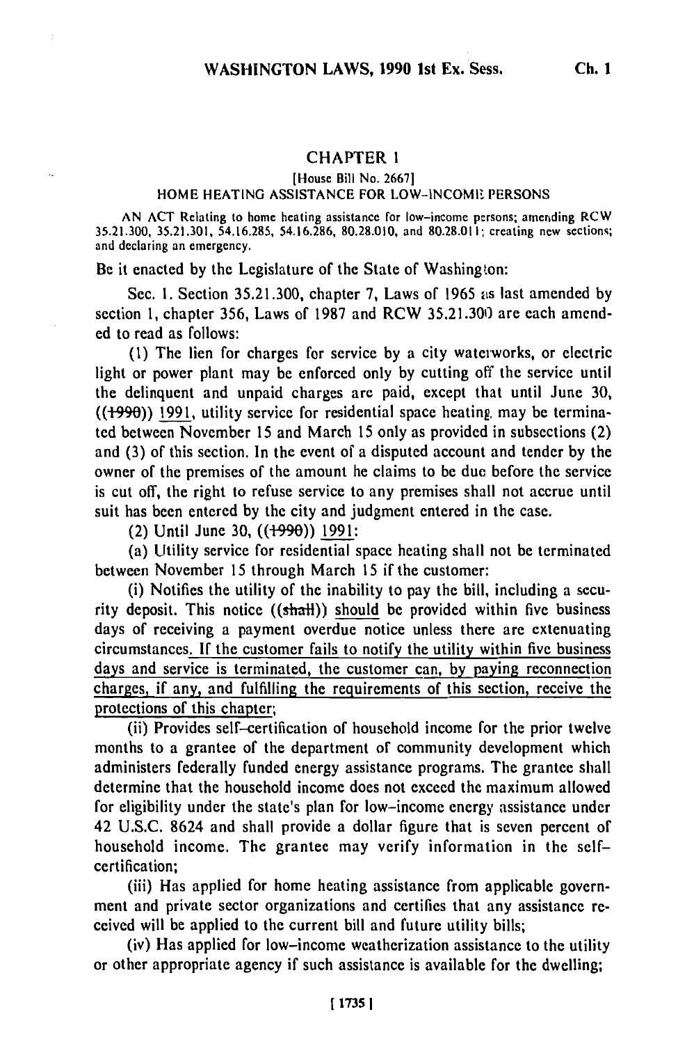# CHAPTER 1

[House Bill No. 2667]

## HOME HEATING ASSISTANCE FOR LOW-INCOME PERSONS

AN ACT Relating to home heating assistance for low-income persons; amending RCW 35.21.300, 35.21.301, 54.16.285, 54.16.286, 80.28.010, and 80.28.011; creating new sections; and declaring an emergency.

Be it enacted by the Legislature of the State of Washington:

Sec. 1. Section 35.21.300, chapter 7, Laws of 1965 as last amended by section 1, chapter 356, Laws of 1987 and RCW 35.21.300 are each amended to read as follows:

(1) The lien for charges for service by a city waterworks, or electric light or power plant may be enforced only by cutting off the service until the delinquent and unpaid charges are paid, except that until June 30, ((~~1990~~)) <u>1991</u>, utility service for residential space heating may be terminated between November 15 and March 15 only as provided in subsections (2) and (3) of this section. In the event of a disputed account and tender by the owner of the premises of the amount he claims to be due before the service is cut off, the right to refuse service to any premises shall not accrue until suit has been entered by the city and judgment entered in the case.

(2) Until June 30, ((~~1990~~)) <u>1991</u>:

(a) Utility service for residential space heating shall not be terminated between November 15 through March 15 if the customer:

(i) Notifies the utility of the inability to pay the bill, including a security deposit. This notice ((~~shall~~)) <u>should</u> be provided within five business days of receiving a payment overdue notice unless there are extenuating circumstances. <u>If the customer fails to notify the utility within five business days and service is terminated, the customer can, by paying reconnection charges, if any, and fulfilling the requirements of this section, receive the protections of this chapter;</u>

(ii) Provides self-certification of household income for the prior twelve months to a grantee of the department of community development which administers federally funded energy assistance programs. The grantee shall determine that the household income does not exceed the maximum allowed for eligibility under the state's plan for low-income energy assistance under 42 U.S.C. 8624 and shall provide a dollar figure that is seven percent of household income. The grantee may verify information in the self-certification;

(iii) Has applied for home heating assistance from applicable government and private sector organizations and certifies that any assistance received will be applied to the current bill and future utility bills;

(iv) Has applied for low-income weatherization assistance to the utility or other appropriate agency if such assistance is available for the dwelling;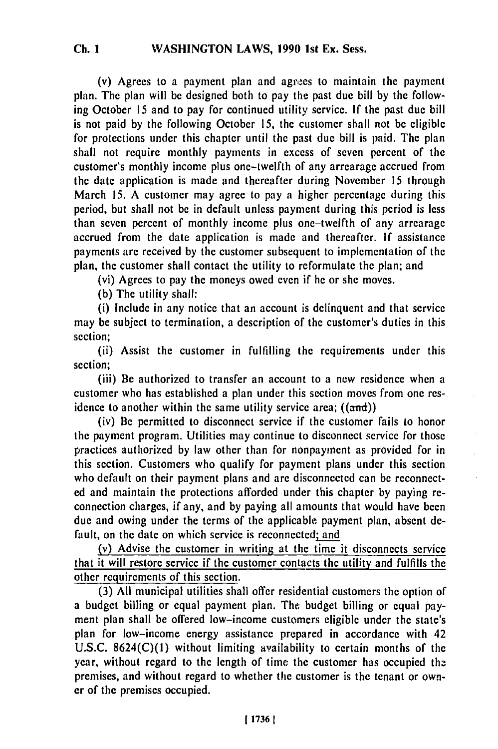(v) Agrees to a payment plan and agrees to maintain the payment plan. The plan will be designed both to pay the past due bill by the following October 15 and to pay for continued utility service. If the past due bill is not paid by the following October 15, the customer shall not be eligible for protections under this chapter until the past due bill is paid. The plan shall not require monthly payments in excess of seven percent of the customer's monthly income plus one-twelfth of any arrearage accrued from the date application is made and thereafter during November 15 through March 15. A customer may agree to pay a higher percentage during this period, but shall not be in default unless payment during this period is less than seven percent of monthly income plus one-twelfth of any arrearage accrued from the date application is made and thereafter. If assistance payments are received by the customer subsequent to implementation of the plan, the customer shall contact the utility to reformulate the plan; and

(vi) Agrees to pay the moneys owed even if he or she moves.

(b) The utility shall:

(i) Include in any notice that an account is delinquent and that service may be subject to termination, a description of the customer's duties in this section;

(ii) Assist the customer in fulfilling the requirements under this section;

(iii) Be authorized to transfer an account to a new residence when a customer who has established a plan under this section moves from one residence to another within the same utility service area; ((and))

(iv) Be permitted to disconnect service if the customer fails to honor the payment program. Utilities may continue to disconnect service for those practices authorized by law other than for nonpayment as provided for in this section. Customers who qualify for payment plans under this section who default on their payment plans and are disconnected can be reconnected and maintain the protections afforded under this chapter by paying reconnection charges, if any, and by paying all amounts that would have been due and owing under the terms of the applicable payment plan, absent default, on the date on which service is reconnected; and

(v) Advise the customer in writing at the time it disconnects service that it will restore service if the customer contacts the utility and fulfills the other requirements of this section.

(3) All municipal utilities shall offer residential customers the option of a budget billing or equal payment plan. The budget billing or equal payment plan shall be offered low-income customers eligible under the state's plan for low-income energy assistance prepared in accordance with 42 U.S.C. 8624(C)(1) without limiting availability to certain months of the year, without regard to the length of time the customer has occupied the premises, and without regard to whether the customer is the tenant or owner of the premises occupied.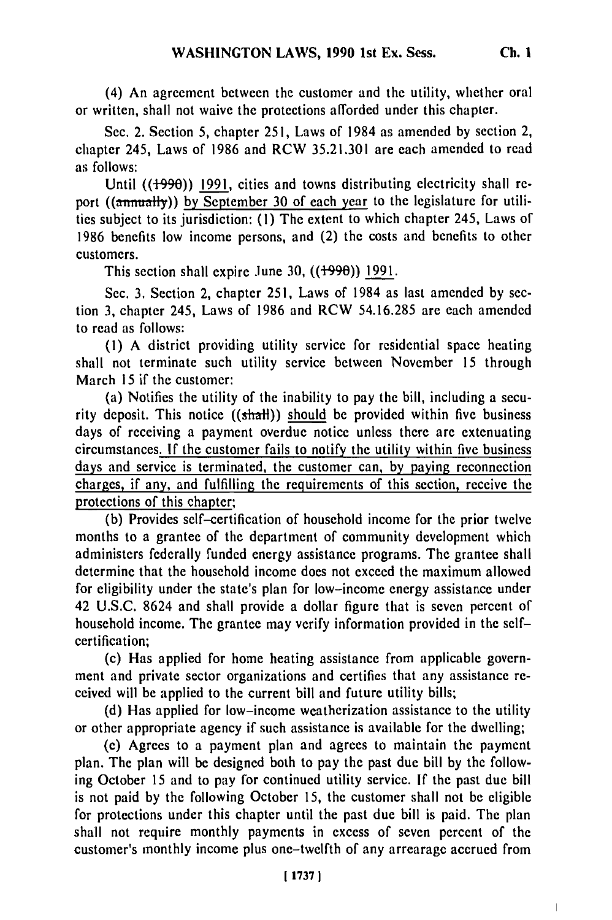(4) An agreement between the customer and the utility, whether oral or written, shall not waive the protections afforded under this chapter.

Sec. 2. Section 5, chapter 251, Laws of 1984 as amended by section 2, chapter 245, Laws of 1986 and RCW 35.21.301 are each amended to read as follows:

Until ((~~1990~~)) 1991, cities and towns distributing electricity shall report ((~~annually~~)) by September 30 of each year to the legislature for utilities subject to its jurisdiction: (1) The extent to which chapter 245, Laws of 1986 benefits low income persons, and (2) the costs and benefits to other customers.

This section shall expire June 30, ((~~1990~~)) 1991.

Sec. 3. Section 2, chapter 251, Laws of 1984 as last amended by section 3, chapter 245, Laws of 1986 and RCW 54.16.285 are each amended to read as follows:

(1) A district providing utility service for residential space heating shall not terminate such utility service between November 15 through March 15 if the customer:

(a) Notifies the utility of the inability to pay the bill, including a security deposit. This notice ((~~shall~~)) should be provided within five business days of receiving a payment overdue notice unless there are extenuating circumstances. If the customer fails to notify the utility within five business days and service is terminated, the customer can, by paying reconnection charges, if any, and fulfilling the requirements of this section, receive the protections of this chapter;

(b) Provides self-certification of household income for the prior twelve months to a grantee of the department of community development which administers federally funded energy assistance programs. The grantee shall determine that the household income does not exceed the maximum allowed for eligibility under the state's plan for low-income energy assistance under 42 U.S.C. 8624 and shall provide a dollar figure that is seven percent of household income. The grantee may verify information provided in the self-certification;

(c) Has applied for home heating assistance from applicable government and private sector organizations and certifies that any assistance received will be applied to the current bill and future utility bills;

(d) Has applied for low-income weatherization assistance to the utility or other appropriate agency if such assistance is available for the dwelling;

(e) Agrees to a payment plan and agrees to maintain the payment plan. The plan will be designed both to pay the past due bill by the following October 15 and to pay for continued utility service. If the past due bill is not paid by the following October 15, the customer shall not be eligible for protections under this chapter until the past due bill is paid. The plan shall not require monthly payments in excess of seven percent of the customer's monthly income plus one-twelfth of any arrearage accrued from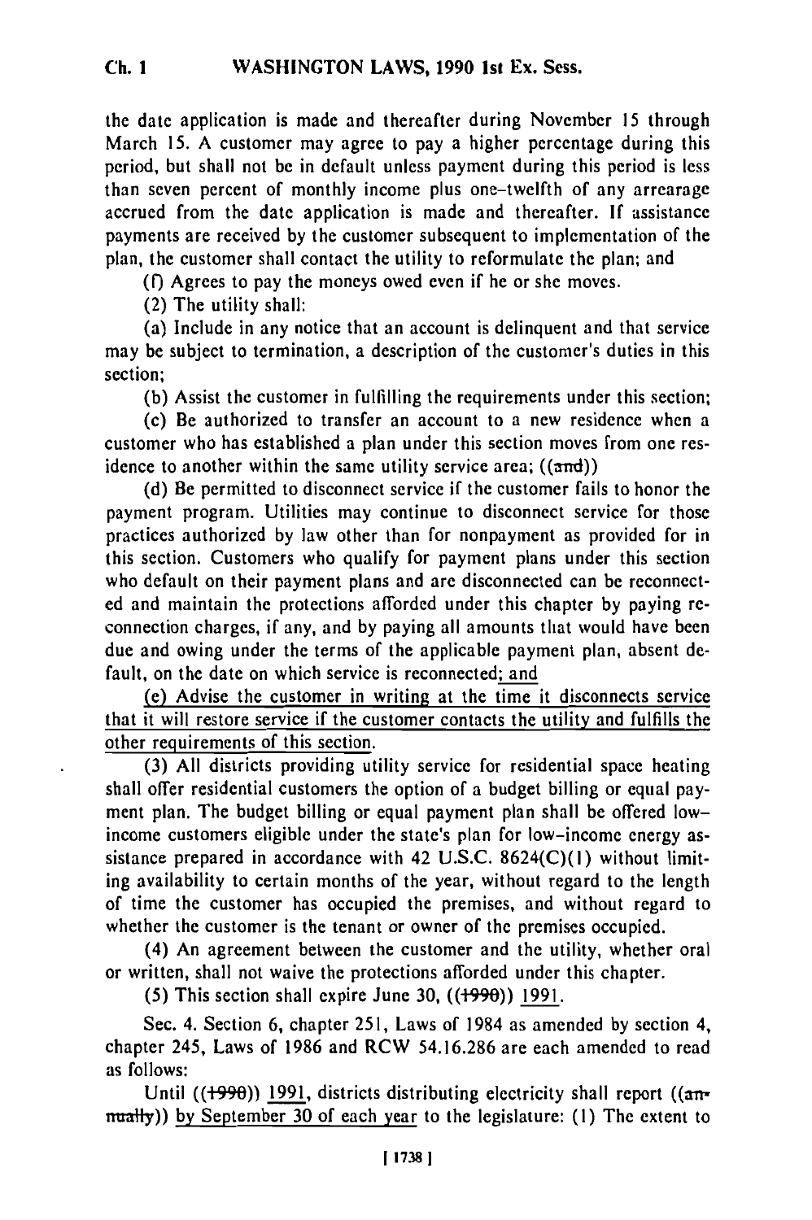the date application is made and thereafter during November 15 through March 15. A customer may agree to pay a higher percentage during this period, but shall not be in default unless payment during this period is less than seven percent of monthly income plus one-twelfth of any arrearage accrued from the date application is made and thereafter. If assistance payments are received by the customer subsequent to implementation of the plan, the customer shall contact the utility to reformulate the plan; and

(f) Agrees to pay the moneys owed even if he or she moves.

(2) The utility shall:

(a) Include in any notice that an account is delinquent and that service may be subject to termination, a description of the customer's duties in this section;

(b) Assist the customer in fulfilling the requirements under this section;

(c) Be authorized to transfer an account to a new residence when a customer who has established a plan under this section moves from one residence to another within the same utility service area; ((~~and~~))

(d) Be permitted to disconnect service if the customer fails to honor the payment program. Utilities may continue to disconnect service for those practices authorized by law other than for nonpayment as provided for in this section. Customers who qualify for payment plans under this section who default on their payment plans and are disconnected can be reconnected and maintain the protections afforded under this chapter by paying reconnection charges, if any, and by paying all amounts that would have been due and owing under the terms of the applicable payment plan, absent default, on the date on which service is reconnected<u>; and</u>

<u>(e) Advise the customer in writing at the time it disconnects service that it will restore service if the customer contacts the utility and fulfills the other requirements of this section</u>.

(3) All districts providing utility service for residential space heating shall offer residential customers the option of a budget billing or equal payment plan. The budget billing or equal payment plan shall be offered low-income customers eligible under the state's plan for low-income energy assistance prepared in accordance with 42 U.S.C. 8624(C)(1) without limiting availability to certain months of the year, without regard to the length of time the customer has occupied the premises, and without regard to whether the customer is the tenant or owner of the premises occupied.

(4) An agreement between the customer and the utility, whether oral or written, shall not waive the protections afforded under this chapter.

(5) This section shall expire June 30, ((~~1990~~)) <u>1991</u>.

Sec. 4. Section 6, chapter 251, Laws of 1984 as amended by section 4, chapter 245, Laws of 1986 and RCW 54.16.286 are each amended to read as follows:

Until ((~~1990~~)) <u>1991</u>, districts distributing electricity shall report ((~~annually~~)) <u>by September 30 of each year</u> to the legislature: (1) The extent to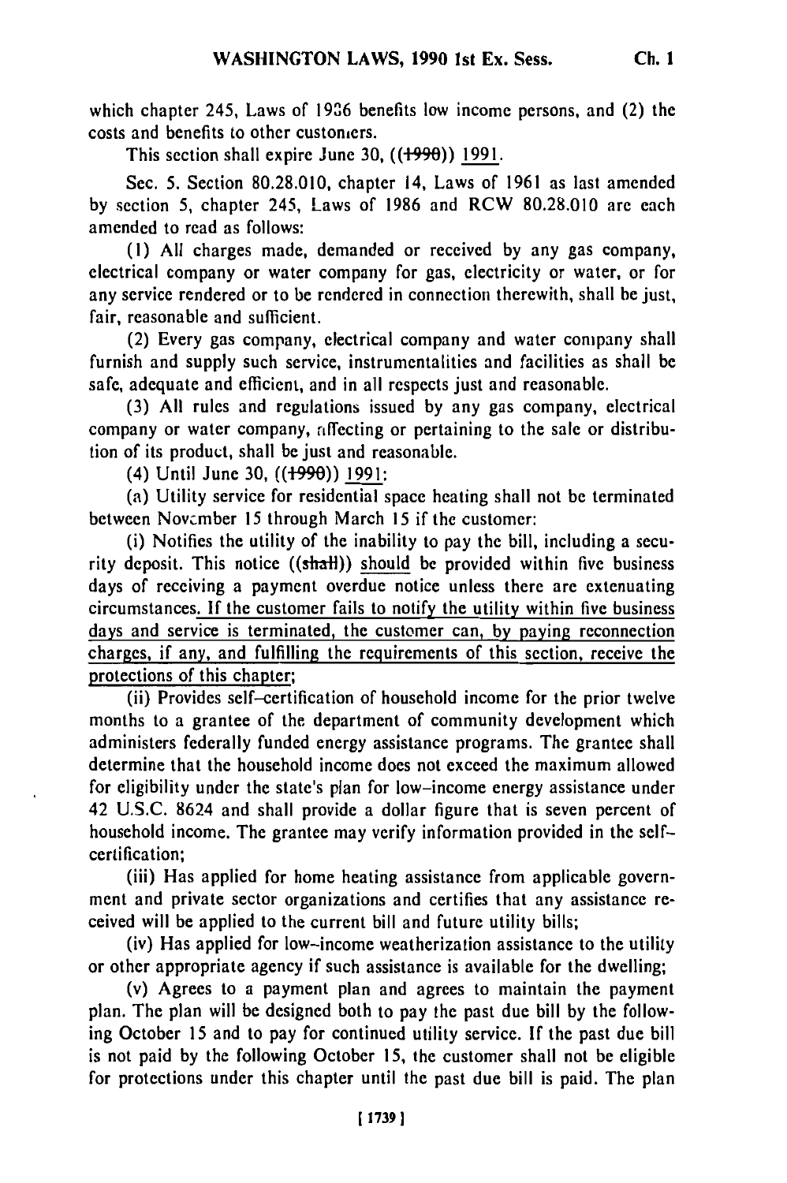which chapter 245, Laws of 1986 benefits low income persons, and (2) the costs and benefits to other customers.

This section shall expire June 30, ((~~1990~~)) 1991.

Sec. 5. Section 80.28.010, chapter 14, Laws of 1961 as last amended by section 5, chapter 245, Laws of 1986 and RCW 80.28.010 are each amended to read as follows:

(1) All charges made, demanded or received by any gas company, electrical company or water company for gas, electricity or water, or for any service rendered or to be rendered in connection therewith, shall be just, fair, reasonable and sufficient.

(2) Every gas company, electrical company and water company shall furnish and supply such service, instrumentalities and facilities as shall be safe, adequate and efficient, and in all respects just and reasonable.

(3) All rules and regulations issued by any gas company, electrical company or water company, affecting or pertaining to the sale or distribution of its product, shall be just and reasonable.

(4) Until June 30, ((~~1990~~)) 1991:

(a) Utility service for residential space heating shall not be terminated between November 15 through March 15 if the customer:

(i) Notifies the utility of the inability to pay the bill, including a security deposit. This notice ((~~shall~~)) should be provided within five business days of receiving a payment overdue notice unless there are extenuating circumstances. If the customer fails to notify the utility within five business days and service is terminated, the customer can, by paying reconnection charges, if any, and fulfilling the requirements of this section, receive the protections of this chapter;

(ii) Provides self-certification of household income for the prior twelve months to a grantee of the department of community development which administers federally funded energy assistance programs. The grantee shall determine that the household income does not exceed the maximum allowed for eligibility under the state's plan for low-income energy assistance under 42 U.S.C. 8624 and shall provide a dollar figure that is seven percent of household income. The grantee may verify information provided in the self-certification;

(iii) Has applied for home heating assistance from applicable government and private sector organizations and certifies that any assistance received will be applied to the current bill and future utility bills;

(iv) Has applied for low-income weatherization assistance to the utility or other appropriate agency if such assistance is available for the dwelling;

(v) Agrees to a payment plan and agrees to maintain the payment plan. The plan will be designed both to pay the past due bill by the following October 15 and to pay for continued utility service. If the past due bill is not paid by the following October 15, the customer shall not be eligible for protections under this chapter until the past due bill is paid. The plan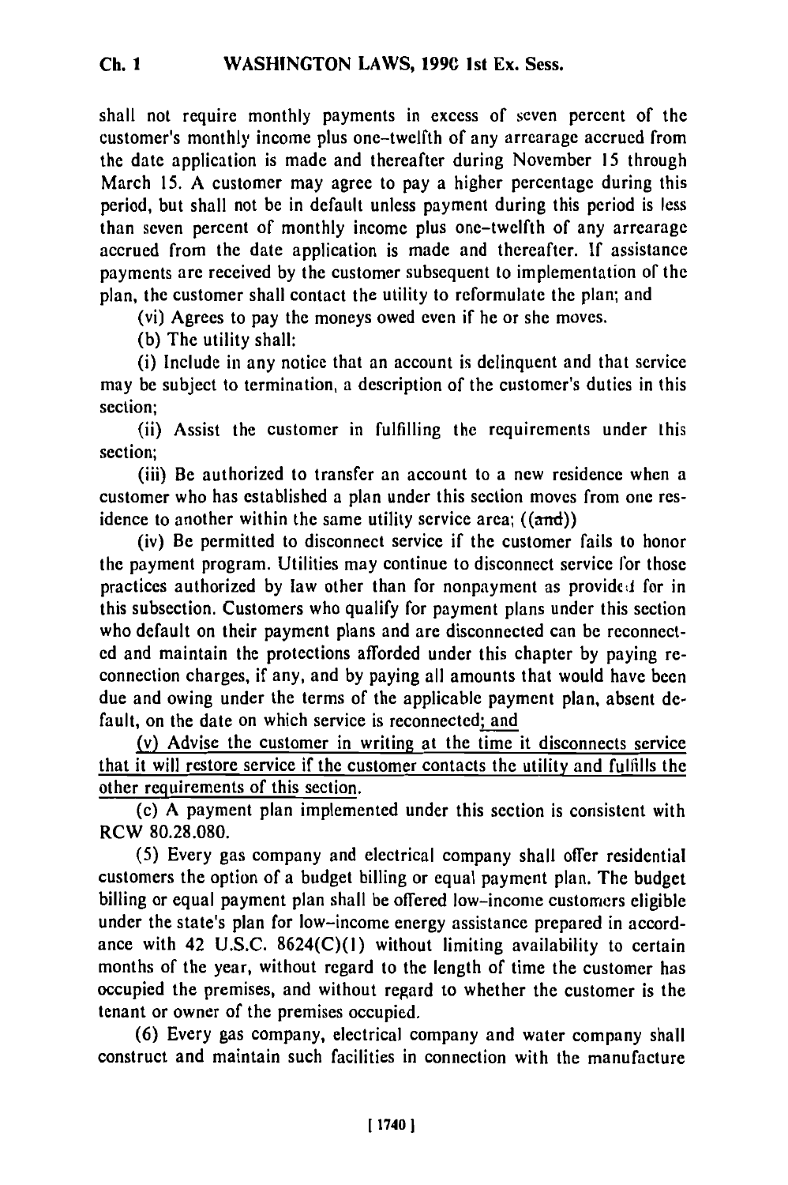shall not require monthly payments in excess of seven percent of the customer's monthly income plus one-twelfth of any arrearage accrued from the date application is made and thereafter during November 15 through March 15. A customer may agree to pay a higher percentage during this period, but shall not be in default unless payment during this period is less than seven percent of monthly income plus one-twelfth of any arrearage accrued from the date application is made and thereafter. If assistance payments are received by the customer subsequent to implementation of the plan, the customer shall contact the utility to reformulate the plan; and

(vi) Agrees to pay the moneys owed even if he or she moves.

(b) The utility shall:

(i) Include in any notice that an account is delinquent and that service may be subject to termination, a description of the customer's duties in this section;

(ii) Assist the customer in fulfilling the requirements under this section;

(iii) Be authorized to transfer an account to a new residence when a customer who has established a plan under this section moves from one residence to another within the same utility service area; ((~~and~~))

(iv) Be permitted to disconnect service if the customer fails to honor the payment program. Utilities may continue to disconnect service for those practices authorized by law other than for nonpayment as provided for in this subsection. Customers who qualify for payment plans under this section who default on their payment plans and are disconnected can be reconnected and maintain the protections afforded under this chapter by paying reconnection charges, if any, and by paying all amounts that would have been due and owing under the terms of the applicable payment plan, absent default, on the date on which service is reconnected; and

(v) Advise the customer in writing at the time it disconnects service that it will restore service if the customer contacts the utility and fulfills the other requirements of this section.

(c) A payment plan implemented under this section is consistent with RCW 80.28.080.

(5) Every gas company and electrical company shall offer residential customers the option of a budget billing or equal payment plan. The budget billing or equal payment plan shall be offered low-income customers eligible under the state's plan for low-income energy assistance prepared in accordance with 42 U.S.C. 8624(C)(1) without limiting availability to certain months of the year, without regard to the length of time the customer has occupied the premises, and without regard to whether the customer is the tenant or owner of the premises occupied.

(6) Every gas company, electrical company and water company shall construct and maintain such facilities in connection with the manufacture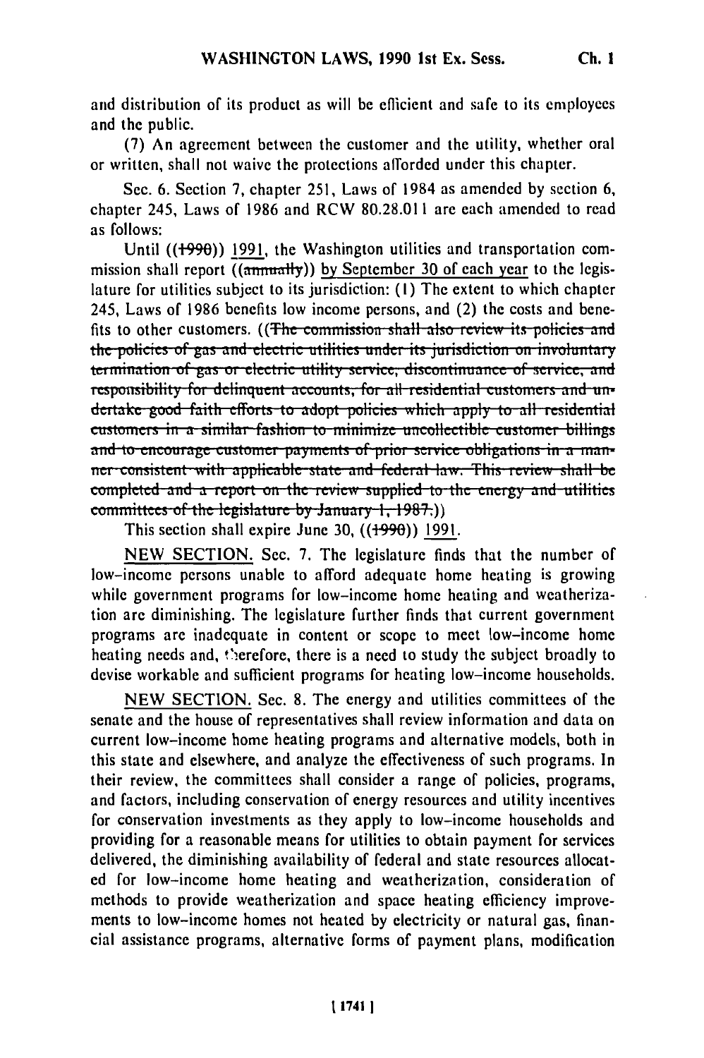and distribution of its product as will be efficient and safe to its employees and the public.

(7) An agreement between the customer and the utility, whether oral or written, shall not waive the protections afforded under this chapter.

Sec. 6. Section 7, chapter 251, Laws of 1984 as amended by section 6, chapter 245, Laws of 1986 and RCW 80.28.011 are each amended to read as follows:

Until ((~~1990~~)) 1991, the Washington utilities and transportation commission shall report ((~~annually~~)) by September 30 of each year to the legislature for utilities subject to its jurisdiction: (1) The extent to which chapter 245, Laws of 1986 benefits low income persons, and (2) the costs and benefits to other customers. ((~~The commission shall also review its policies and the policies of gas and electric utilities under its jurisdiction on involuntary termination of gas or electric utility service, discontinuance of service, and responsibility for delinquent accounts, for all residential customers and undertake good faith efforts to adopt policies which apply to all residential customers in a similar fashion to minimize uncollectible customer billings and to encourage customer payments of prior service obligations in a manner consistent with applicable state and federal law. This review shall be completed and a report on the review supplied to the energy and utilities committees of the legislature by January 1, 1987.~~))

This section shall expire June 30, ((~~1990~~)) 1991.

NEW SECTION. Sec. 7. The legislature finds that the number of low-income persons unable to afford adequate home heating is growing while government programs for low-income home heating and weatherization are diminishing. The legislature further finds that current government programs are inadequate in content or scope to meet low-income home heating needs and, therefore, there is a need to study the subject broadly to devise workable and sufficient programs for heating low-income households.

NEW SECTION. Sec. 8. The energy and utilities committees of the senate and the house of representatives shall review information and data on current low-income home heating programs and alternative models, both in this state and elsewhere, and analyze the effectiveness of such programs. In their review, the committees shall consider a range of policies, programs, and factors, including conservation of energy resources and utility incentives for conservation investments as they apply to low-income households and providing for a reasonable means for utilities to obtain payment for services delivered, the diminishing availability of federal and state resources allocated for low-income home heating and weatherization, consideration of methods to provide weatherization and space heating efficiency improvements to low-income homes not heated by electricity or natural gas, financial assistance programs, alternative forms of payment plans, modification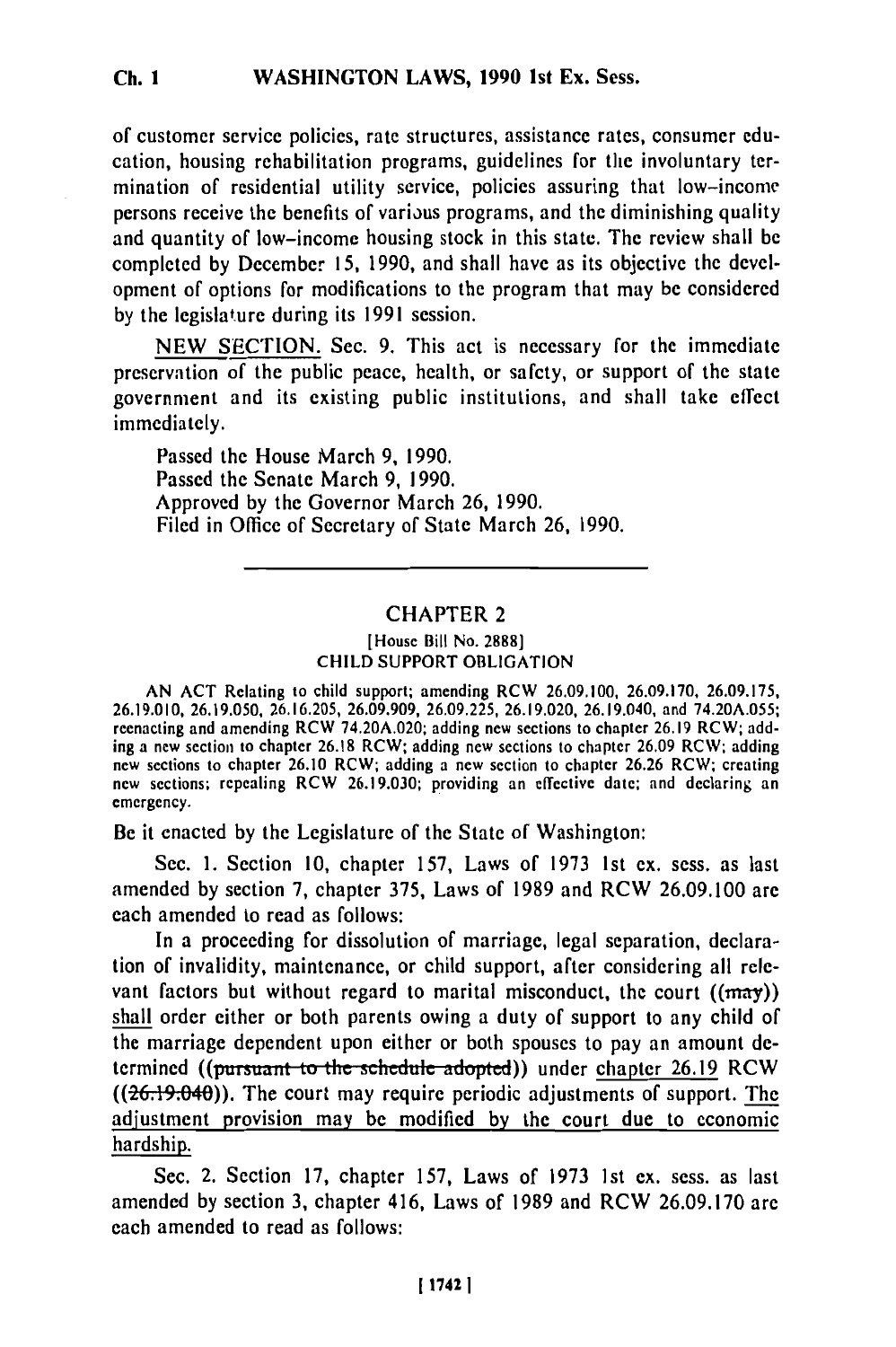of customer service policies, rate structures, assistance rates, consumer education, housing rehabilitation programs, guidelines for the involuntary termination of residential utility service, policies assuring that low-income persons receive the benefits of various programs, and the diminishing quality and quantity of low-income housing stock in this state. The review shall be completed by December 15, 1990, and shall have as its objective the development of options for modifications to the program that may be considered by the legislature during its 1991 session.

NEW SECTION. Sec. 9. This act is necessary for the immediate preservation of the public peace, health, or safety, or support of the state government and its existing public institutions, and shall take effect immediately.

Passed the House March 9, 1990.
Passed the Senate March 9, 1990.
Approved by the Governor March 26, 1990.
Filed in Office of Secretary of State March 26, 1990.

---

## CHAPTER 2

[House Bill No. 2888]
CHILD SUPPORT OBLIGATION

AN ACT Relating to child support; amending RCW 26.09.100, 26.09.170, 26.09.175, 26.19.010, 26.19.050, 26.16.205, 26.09.909, 26.09.225, 26.19.020, 26.19.040, and 74.20A.055; reenacting and amending RCW 74.20A.020; adding new sections to chapter 26.19 RCW; adding a new section to chapter 26.18 RCW; adding new sections to chapter 26.09 RCW; adding new sections to chapter 26.10 RCW; adding a new section to chapter 26.26 RCW; creating new sections; repealing RCW 26.19.030; providing an effective date; and declaring an emergency.

Be it enacted by the Legislature of the State of Washington:

Sec. 1. Section 10, chapter 157, Laws of 1973 1st ex. sess. as last amended by section 7, chapter 375, Laws of 1989 and RCW 26.09.100 are each amended to read as follows:

In a proceeding for dissolution of marriage, legal separation, declaration of invalidity, maintenance, or child support, after considering all relevant factors but without regard to marital misconduct, the court ((~~may~~)) shall order either or both parents owing a duty of support to any child of the marriage dependent upon either or both spouses to pay an amount determined ((~~pursuant to the schedule adopted~~)) under chapter 26.19 RCW ((~~26.19.040~~)). The court may require periodic adjustments of support. The adjustment provision may be modified by the court due to economic hardship.

Sec. 2. Section 17, chapter 157, Laws of 1973 1st ex. sess. as last amended by section 3, chapter 416, Laws of 1989 and RCW 26.09.170 are each amended to read as follows: